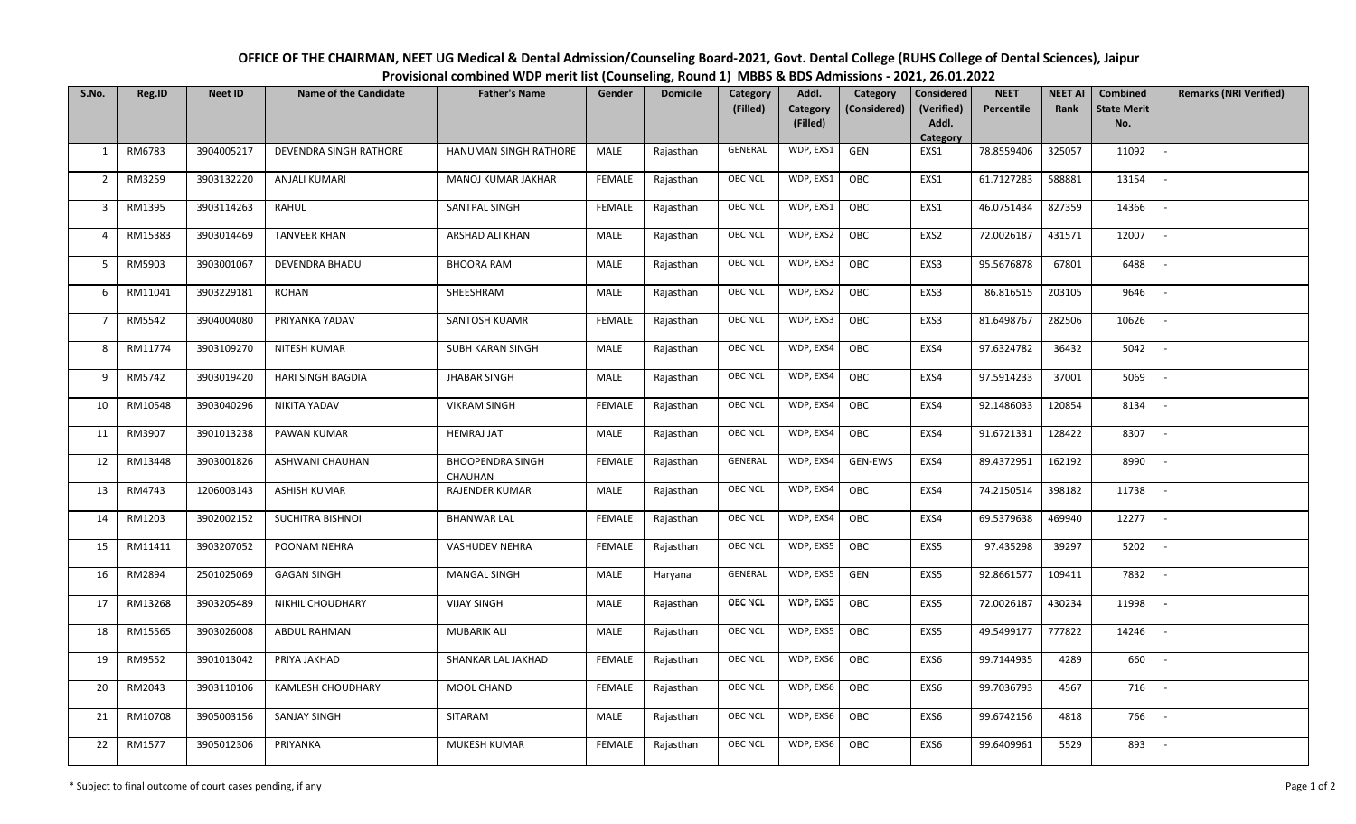**OFFICE OF THE CHAIRMAN, NEET UG Medical & Dental Admission/Counseling Board-2021, Govt. Dental College (RUHS College of Dental Sciences), Jaipur**

**Provisional combined WDP merit list (Counseling, Round 1) MBBS & BDS Admissions - 2021, 26.01.2022**

| S.No. | Reg.ID | Neet ID | Name of the Candidate | Father's Name | Gender | Domicile | Category (Filled) | Addl. Category (Filled) | Category (Considered) | Considered (Verified) Addl. Category | NEET Percentile | NEET AI Rank | Combined State Merit No. | Remarks (NRI Verified) |
|---|---|---|---|---|---|---|---|---|---|---|---|---|---|---|
| 1 | RM6783 | 3904005217 | DEVENDRA SINGH RATHORE | HANUMAN SINGH RATHORE | MALE | Rajasthan | GENERAL | WDP, EXS1 | GEN | EXS1 | 78.8559406 | 325057 | 11092 | - |
| 2 | RM3259 | 3903132220 | ANJALI KUMARI | MANOJ KUMAR JAKHAR | FEMALE | Rajasthan | OBC NCL | WDP, EXS1 | OBC | EXS1 | 61.7127283 | 588881 | 13154 | - |
| 3 | RM1395 | 3903114263 | RAHUL | SANTPAL SINGH | FEMALE | Rajasthan | OBC NCL | WDP, EXS1 | OBC | EXS1 | 46.0751434 | 827359 | 14366 | - |
| 4 | RM15383 | 3903014469 | TANVEER KHAN | ARSHAD ALI KHAN | MALE | Rajasthan | OBC NCL | WDP, EXS2 | OBC | EXS2 | 72.0026187 | 431571 | 12007 | - |
| 5 | RM5903 | 3903001067 | DEVENDRA BHADU | BHOORA RAM | MALE | Rajasthan | OBC NCL | WDP, EXS3 | OBC | EXS3 | 95.5676878 | 67801 | 6488 | - |
| 6 | RM11041 | 3903229181 | ROHAN | SHEESHRAM | MALE | Rajasthan | OBC NCL | WDP, EXS2 | OBC | EXS3 | 86.816515 | 203105 | 9646 | - |
| 7 | RM5542 | 3904004080 | PRIYANKA YADAV | SANTOSH KUAMR | FEMALE | Rajasthan | OBC NCL | WDP, EXS3 | OBC | EXS3 | 81.6498767 | 282506 | 10626 | - |
| 8 | RM11774 | 3903109270 | NITESH KUMAR | SUBH KARAN SINGH | MALE | Rajasthan | OBC NCL | WDP, EXS4 | OBC | EXS4 | 97.6324782 | 36432 | 5042 | - |
| 9 | RM5742 | 3903019420 | HARI SINGH BAGDIA | JHABAR SINGH | MALE | Rajasthan | OBC NCL | WDP, EXS4 | OBC | EXS4 | 97.5914233 | 37001 | 5069 | - |
| 10 | RM10548 | 3903040296 | NIKITA YADAV | VIKRAM SINGH | FEMALE | Rajasthan | OBC NCL | WDP, EXS4 | OBC | EXS4 | 92.1486033 | 120854 | 8134 | - |
| 11 | RM3907 | 3901013238 | PAWAN KUMAR | HEMRAJ JAT | MALE | Rajasthan | OBC NCL | WDP, EXS4 | OBC | EXS4 | 91.6721331 | 128422 | 8307 | - |
| 12 | RM13448 | 3903001826 | ASHWANI CHAUHAN | BHOOPENDRA SINGH CHAUHAN | FEMALE | Rajasthan | GENERAL | WDP, EXS4 | GEN-EWS | EXS4 | 89.4372951 | 162192 | 8990 | - |
| 13 | RM4743 | 1206003143 | ASHISH KUMAR | RAJENDER KUMAR | MALE | Rajasthan | OBC NCL | WDP, EXS4 | OBC | EXS4 | 74.2150514 | 398182 | 11738 | - |
| 14 | RM1203 | 3902002152 | SUCHITRA BISHNOI | BHANWAR LAL | FEMALE | Rajasthan | OBC NCL | WDP, EXS4 | OBC | EXS4 | 69.5379638 | 469940 | 12277 | - |
| 15 | RM11411 | 3903207052 | POONAM NEHRA | VASHUDEV NEHRA | FEMALE | Rajasthan | OBC NCL | WDP, EXS5 | OBC | EXS5 | 97.435298 | 39297 | 5202 | - |
| 16 | RM2894 | 2501025069 | GAGAN SINGH | MANGAL SINGH | MALE | Haryana | GENERAL | WDP, EXS5 | GEN | EXS5 | 92.8661577 | 109411 | 7832 | - |
| 17 | RM13268 | 3903205489 | NIKHIL CHOUDHARY | VIJAY SINGH | MALE | Rajasthan | OBC NCL | WDP, EXS5 | OBC | EXS5 | 72.0026187 | 430234 | 11998 | - |
| 18 | RM15565 | 3903026008 | ABDUL RAHMAN | MUBARIK ALI | MALE | Rajasthan | OBC NCL | WDP, EXS5 | OBC | EXS5 | 49.5499177 | 777822 | 14246 | - |
| 19 | RM9552 | 3901013042 | PRIYA JAKHAD | SHANKAR LAL JAKHAD | FEMALE | Rajasthan | OBC NCL | WDP, EXS6 | OBC | EXS6 | 99.7144935 | 4289 | 660 | - |
| 20 | RM2043 | 3903110106 | KAMLESH CHOUDHARY | MOOL CHAND | FEMALE | Rajasthan | OBC NCL | WDP, EXS6 | OBC | EXS6 | 99.7036793 | 4567 | 716 | - |
| 21 | RM10708 | 3905003156 | SANJAY SINGH | SITARAM | MALE | Rajasthan | OBC NCL | WDP, EXS6 | OBC | EXS6 | 99.6742156 | 4818 | 766 | - |
| 22 | RM1577 | 3905012306 | PRIYANKA | MUKESH KUMAR | FEMALE | Rajasthan | OBC NCL | WDP, EXS6 | OBC | EXS6 | 99.6409961 | 5529 | 893 | - |

\* Subject to final outcome of court cases pending, if any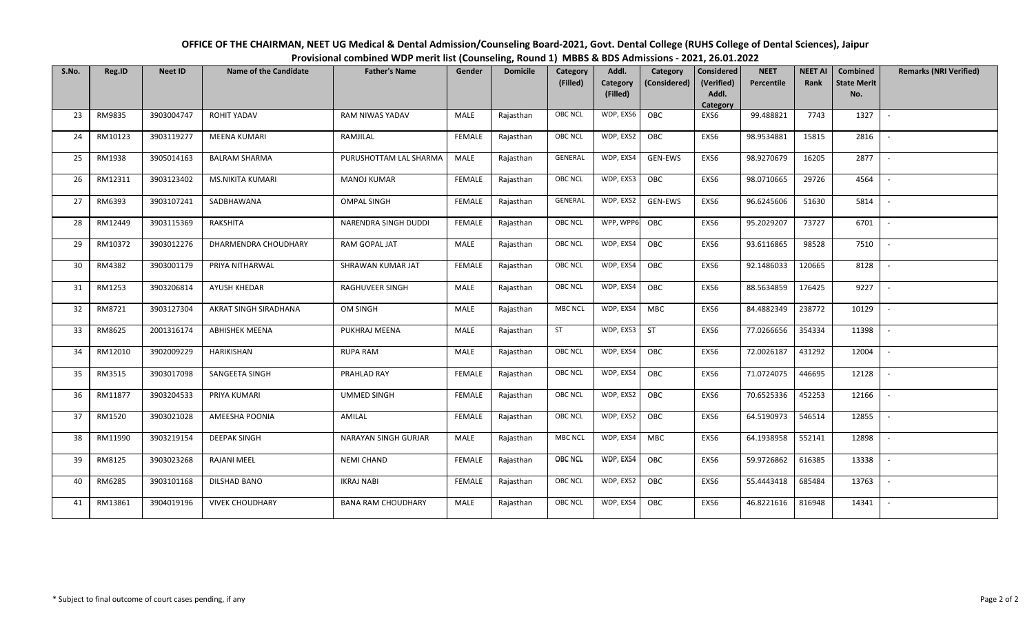**OFFICE OF THE CHAIRMAN, NEET UG Medical & Dental Admission/Counseling Board-2021, Govt. Dental College (RUHS College of Dental Sciences), Jaipur**

**Provisional combined WDP merit list (Counseling, Round 1) MBBS & BDS Admissions - 2021, 26.01.2022**

| S.No. | Reg.ID | Neet ID | Name of the Candidate | Father's Name | Gender | Domicile | Category (Filled) | Addl. Category (Filled) | Category (Considered) | Considered (Verified) Addl. Category | NEET Percentile | NEET AI Rank | Combined State Merit No. | Remarks (NRI Verified) |
|---|---|---|---|---|---|---|---|---|---|---|---|---|---|---|
| 23 | RM9835 | 3903004747 | ROHIT YADAV | RAM NIWAS YADAV | MALE | Rajasthan | OBC NCL | WDP, EXS6 | OBC | EXS6 | 99.488821 | 7743 | 1327 | - |
| 24 | RM10123 | 3903119277 | MEENA KUMARI | RAMJILAL | FEMALE | Rajasthan | OBC NCL | WDP, EXS2 | OBC | EXS6 | 98.9534881 | 15815 | 2816 | - |
| 25 | RM1938 | 3905014163 | BALRAM SHARMA | PURUSHOTTAM LAL SHARMA | MALE | Rajasthan | GENERAL | WDP, EXS4 | GEN-EWS | EXS6 | 98.9270679 | 16205 | 2877 | - |
| 26 | RM12311 | 3903123402 | MS.NIKITA KUMARI | MANOJ KUMAR | FEMALE | Rajasthan | OBC NCL | WDP, EXS3 | OBC | EXS6 | 98.0710665 | 29726 | 4564 | - |
| 27 | RM6393 | 3903107241 | SADBHAWANA | OMPAL SINGH | FEMALE | Rajasthan | GENERAL | WDP, EXS2 | GEN-EWS | EXS6 | 96.6245606 | 51630 | 5814 | - |
| 28 | RM12449 | 3903115369 | RAKSHITA | NARENDRA SINGH DUDDI | FEMALE | Rajasthan | OBC NCL | WPP, WPP6 | OBC | EXS6 | 95.2029207 | 73727 | 6701 | - |
| 29 | RM10372 | 3903012276 | DHARMENDRA CHOUDHARY | RAM GOPAL JAT | MALE | Rajasthan | OBC NCL | WDP, EXS4 | OBC | EXS6 | 93.6116865 | 98528 | 7510 | - |
| 30 | RM4382 | 3903001179 | PRIYA NITHARWAL | SHRAWAN KUMAR JAT | FEMALE | Rajasthan | OBC NCL | WDP, EXS4 | OBC | EXS6 | 92.1486033 | 120665 | 8128 | - |
| 31 | RM1253 | 3903206814 | AYUSH KHEDAR | RAGHUVEER SINGH | MALE | Rajasthan | OBC NCL | WDP, EXS4 | OBC | EXS6 | 88.5634859 | 176425 | 9227 | - |
| 32 | RM8721 | 3903127304 | AKRAT SINGH SIRADHANA | OM SINGH | MALE | Rajasthan | MBC NCL | WDP, EXS4 | MBC | EXS6 | 84.4882349 | 238772 | 10129 | - |
| 33 | RM8625 | 2001316174 | ABHISHEK MEENA | PUKHRAJ MEENA | MALE | Rajasthan | ST | WDP, EXS3 | ST | EXS6 | 77.0266656 | 354334 | 11398 | - |
| 34 | RM12010 | 3902009229 | HARIKISHAN | RUPA RAM | MALE | Rajasthan | OBC NCL | WDP, EXS4 | OBC | EXS6 | 72.0026187 | 431292 | 12004 | - |
| 35 | RM3515 | 3903017098 | SANGEETA SINGH | PRAHLAD RAY | FEMALE | Rajasthan | OBC NCL | WDP, EXS4 | OBC | EXS6 | 71.0724075 | 446695 | 12128 | - |
| 36 | RM11877 | 3903204533 | PRIYA KUMARI | UMMED SINGH | FEMALE | Rajasthan | OBC NCL | WDP, EXS2 | OBC | EXS6 | 70.6525336 | 452253 | 12166 | - |
| 37 | RM1520 | 3903021028 | AMEESHA POONIA | AMILAL | FEMALE | Rajasthan | OBC NCL | WDP, EXS2 | OBC | EXS6 | 64.5190973 | 546514 | 12855 | - |
| 38 | RM11990 | 3903219154 | DEEPAK SINGH | NARAYAN SINGH GURJAR | MALE | Rajasthan | MBC NCL | WDP, EXS4 | MBC | EXS6 | 64.1938958 | 552141 | 12898 | - |
| 39 | RM8125 | 3903023268 | RAJANI MEEL | NEMI CHAND | FEMALE | Rajasthan | OBC NCL | WDP, EXS4 | OBC | EXS6 | 59.9726862 | 616385 | 13338 | - |
| 40 | RM6285 | 3903101168 | DILSHAD BANO | IKRAJ NABI | FEMALE | Rajasthan | OBC NCL | WDP, EXS2 | OBC | EXS6 | 55.4443418 | 685484 | 13763 | - |
| 41 | RM13861 | 3904019196 | VIVEK CHOUDHARY | BANA RAM CHOUDHARY | MALE | Rajasthan | OBC NCL | WDP, EXS4 | OBC | EXS6 | 46.8221616 | 816948 | 14341 | - |

\* Subject to final outcome of court cases pending, if any